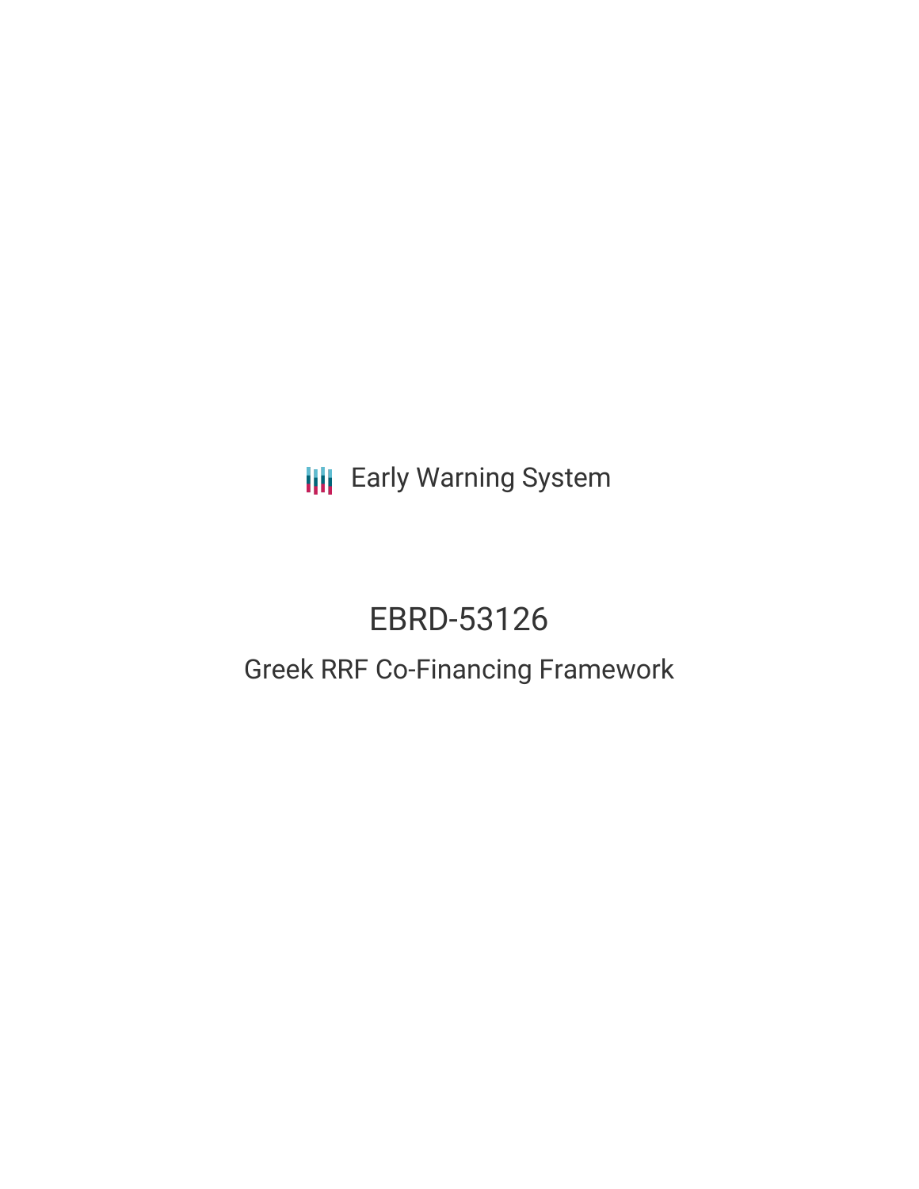Early Warning System

# EBRD-53126

## Greek RRF Co-Financing Framework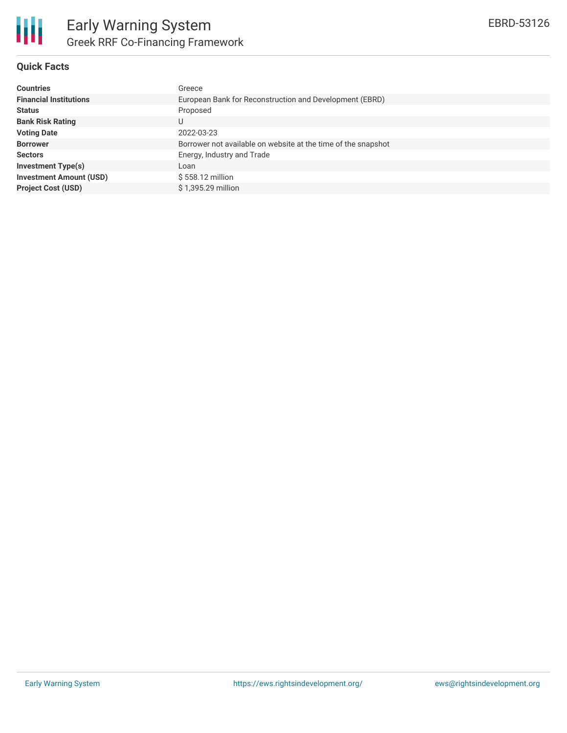# Early Warning System

## Greek RRF Co-Financing Framework

EBRD-53126

### Quick Facts

| | |
|---|---|
| **Countries** | Greece |
| **Financial Institutions** | European Bank for Reconstruction and Development (EBRD) |
| **Status** | Proposed |
| **Bank Risk Rating** | U |
| **Voting Date** | 2022-03-23 |
| **Borrower** | Borrower not available on website at the time of the snapshot |
| **Sectors** | Energy, Industry and Trade |
| **Investment Type(s)** | Loan |
| **Investment Amount (USD)** | $ 558.12 million |
| **Project Cost (USD)** | $ 1,395.29 million |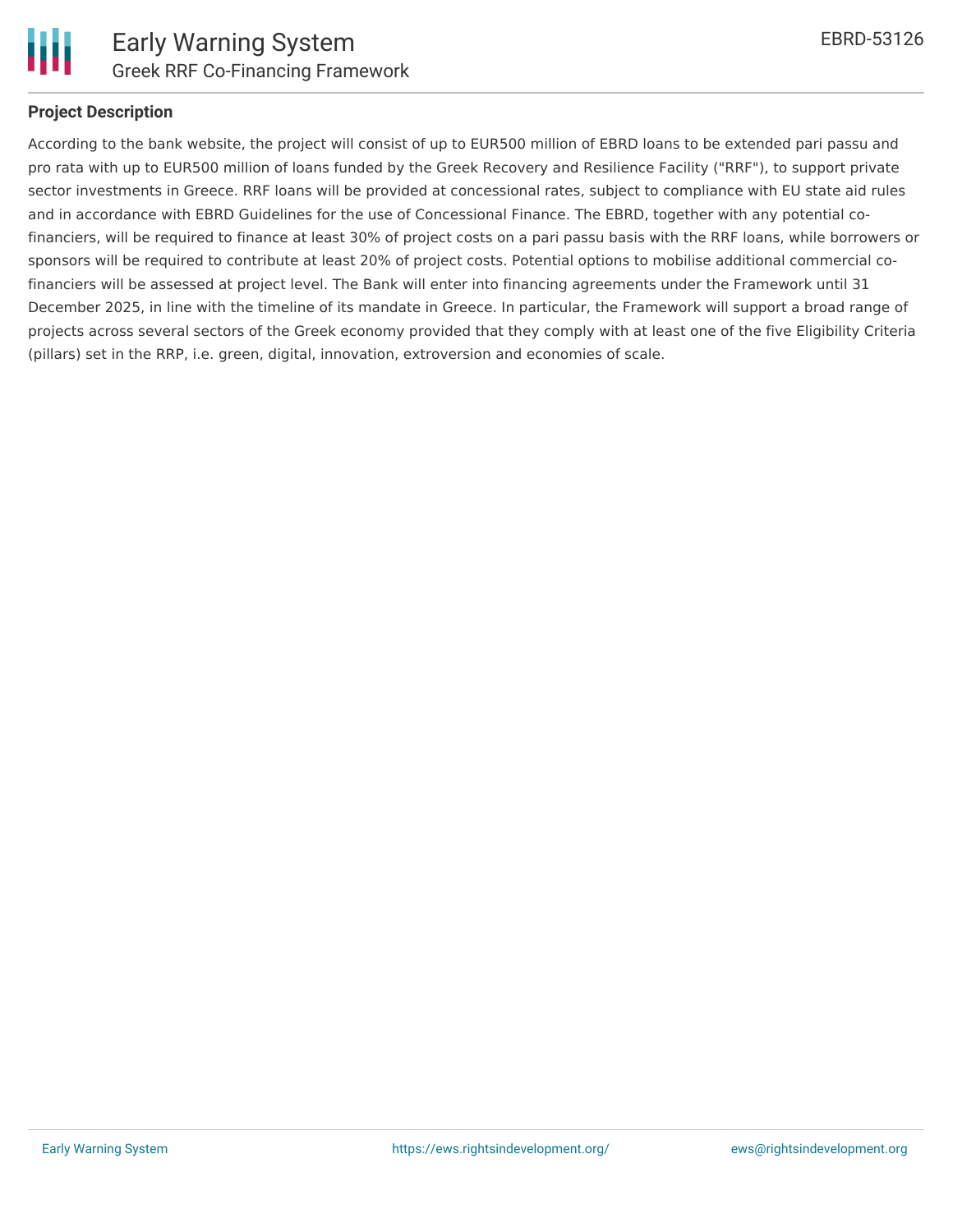## Project Description

According to the bank website, the project will consist of up to EUR500 million of EBRD loans to be extended pari passu and pro rata with up to EUR500 million of loans funded by the Greek Recovery and Resilience Facility ("RRF"), to support private sector investments in Greece. RRF loans will be provided at concessional rates, subject to compliance with EU state aid rules and in accordance with EBRD Guidelines for the use of Concessional Finance. The EBRD, together with any potential co-financiers, will be required to finance at least 30% of project costs on a pari passu basis with the RRF loans, while borrowers or sponsors will be required to contribute at least 20% of project costs. Potential options to mobilise additional commercial co-financiers will be assessed at project level. The Bank will enter into financing agreements under the Framework until 31 December 2025, in line with the timeline of its mandate in Greece. In particular, the Framework will support a broad range of projects across several sectors of the Greek economy provided that they comply with at least one of the five Eligibility Criteria (pillars) set in the RRP, i.e. green, digital, innovation, extroversion and economies of scale.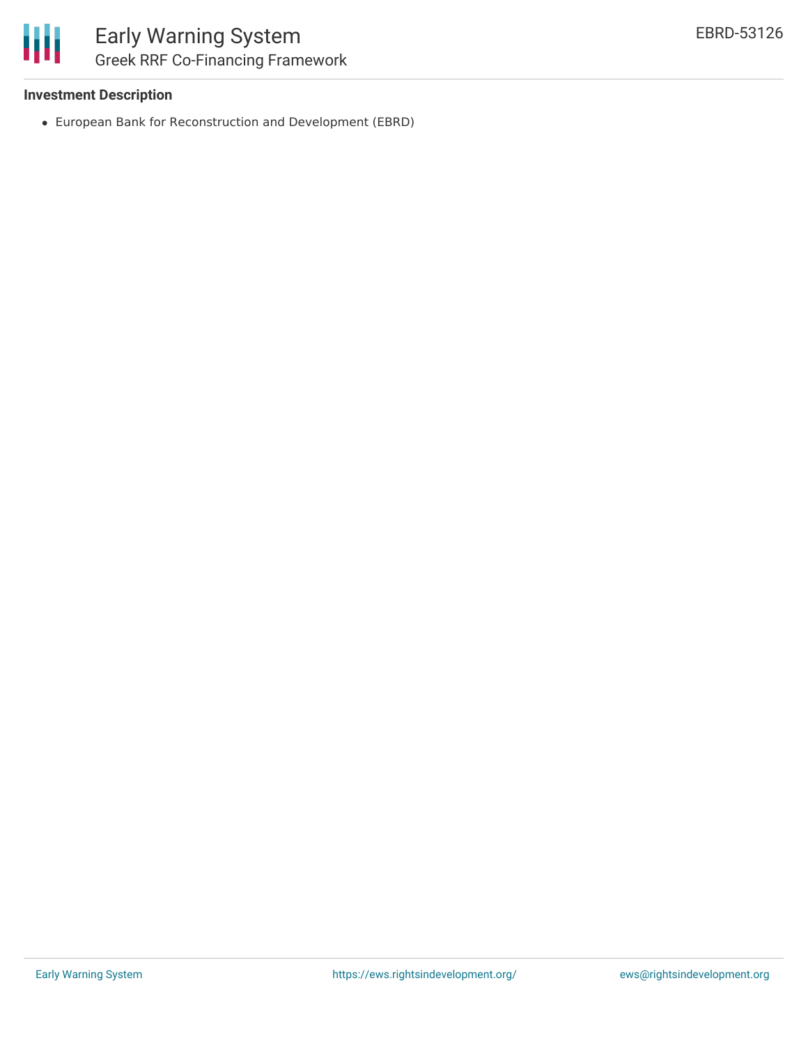### Investment Description

- European Bank for Reconstruction and Development (EBRD)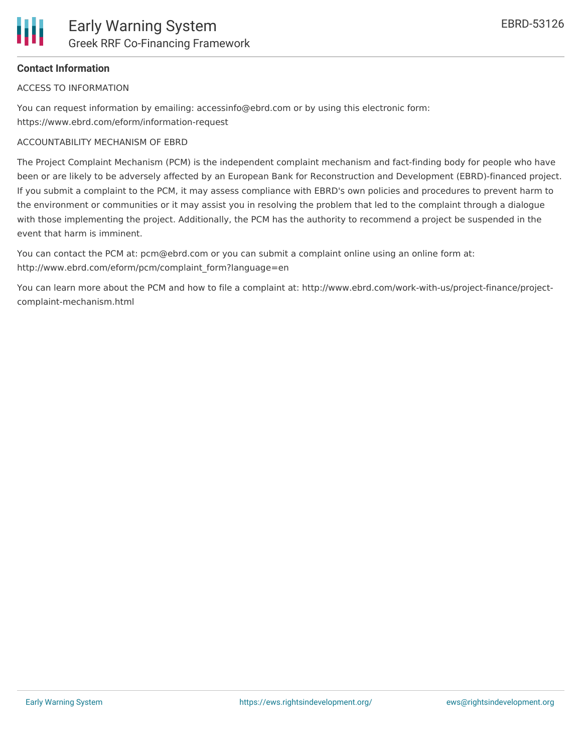**Contact Information**

ACCESS TO INFORMATION

You can request information by emailing: accessinfo@ebrd.com or by using this electronic form: https://www.ebrd.com/eform/information-request

ACCOUNTABILITY MECHANISM OF EBRD

The Project Complaint Mechanism (PCM) is the independent complaint mechanism and fact-finding body for people who have been or are likely to be adversely affected by an European Bank for Reconstruction and Development (EBRD)-financed project. If you submit a complaint to the PCM, it may assess compliance with EBRD's own policies and procedures to prevent harm to the environment or communities or it may assist you in resolving the problem that led to the complaint through a dialogue with those implementing the project. Additionally, the PCM has the authority to recommend a project be suspended in the event that harm is imminent.

You can contact the PCM at: pcm@ebrd.com or you can submit a complaint online using an online form at: http://www.ebrd.com/eform/pcm/complaint_form?language=en

You can learn more about the PCM and how to file a complaint at: http://www.ebrd.com/work-with-us/project-finance/project-complaint-mechanism.html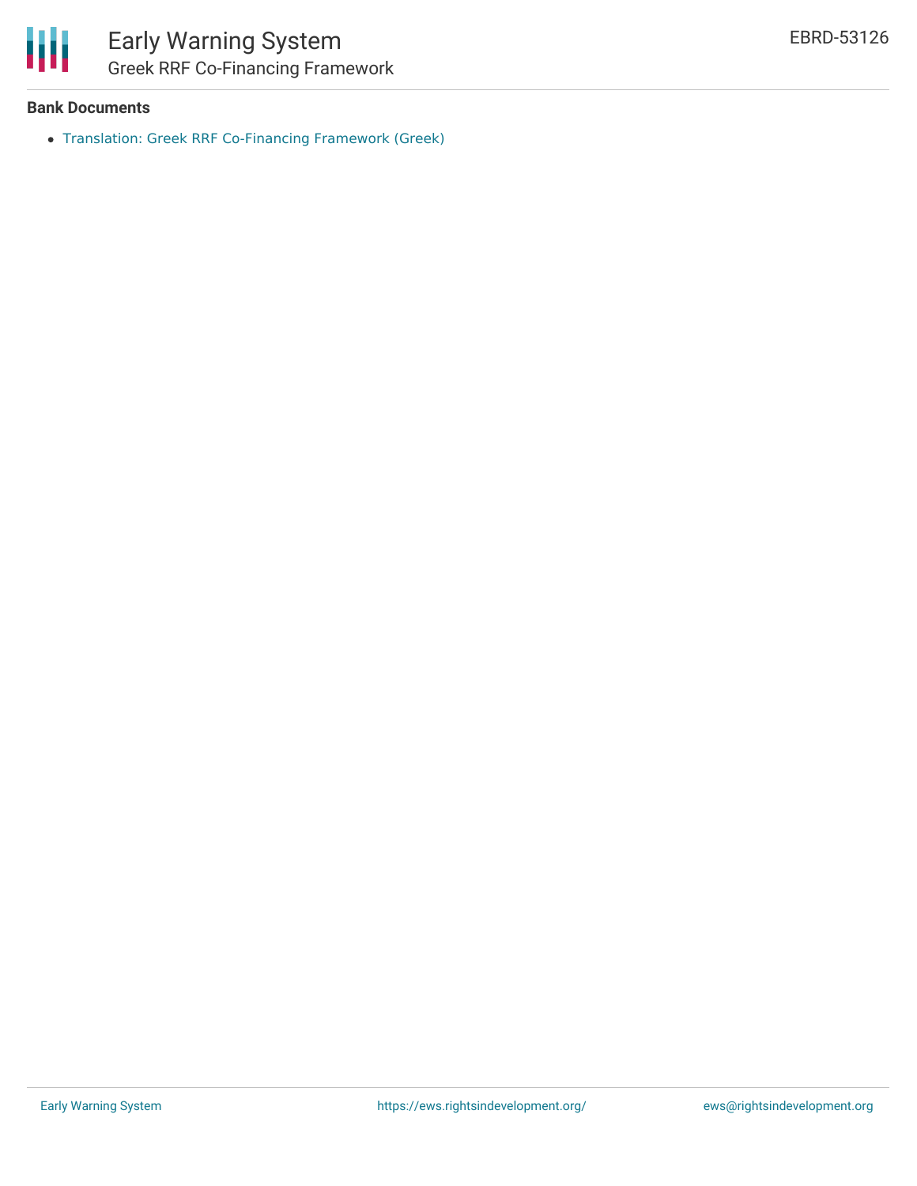**Bank Documents**

- Translation: Greek RRF Co-Financing Framework (Greek)